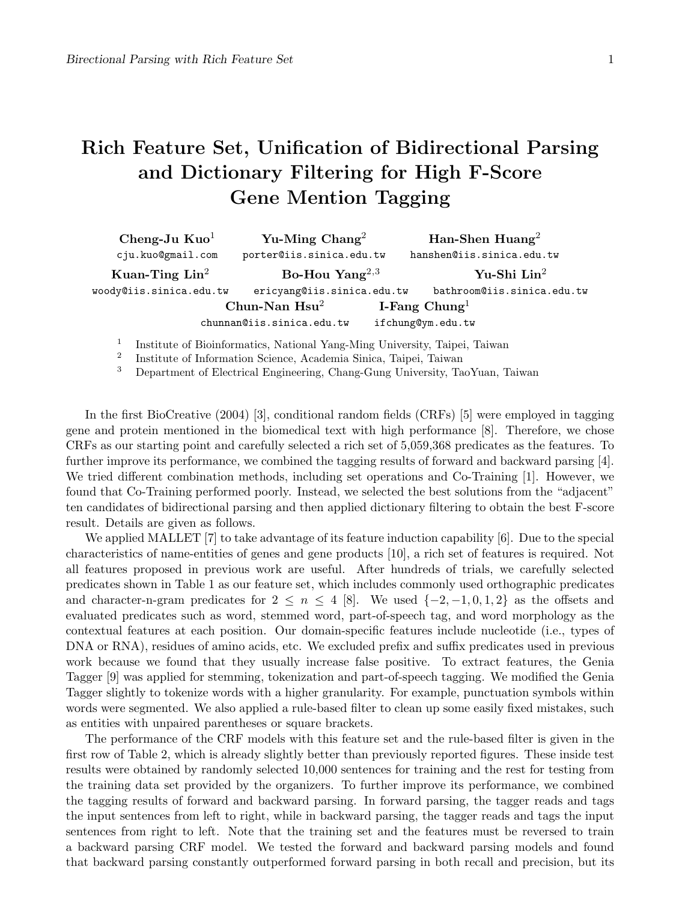# Rich Feature Set, Unification of Bidirectional Parsing and Dictionary Filtering for High F-Score Gene Mention Tagging

**Cheng-Ju Kuo**[1] cju.kuo@gmail.com
**Yu-Ming Chang**[2] porter@iis.sinica.edu.tw
**Han-Shen Huang**[2] hanshen@iis.sinica.edu.tw
**Kuan-Ting Lin**[2] woody@iis.sinica.edu.tw
**Bo-Hou Yang**[2,3] ericyang@iis.sinica.edu.tw
**Yu-Shi Lin**[2] bathroom@iis.sinica.edu.tw
**Chun-Nan Hsu**[2] chunnan@iis.sinica.edu.tw
**I-Fang Chung**[1] ifchung@ym.edu.tw

[1] Institute of Bioinformatics, National Yang-Ming University, Taipei, Taiwan
[2] Institute of Information Science, Academia Sinica, Taipei, Taiwan
[3] Department of Electrical Engineering, Chang-Gung University, TaoYuan, Taiwan

In the first BioCreative (2004) [3], conditional random fields (CRFs) [5] were employed in tagging gene and protein mentioned in the biomedical text with high performance [8]. Therefore, we chose CRFs as our starting point and carefully selected a rich set of 5,059,368 predicates as the features. To further improve its performance, we combined the tagging results of forward and backward parsing [4]. We tried different combination methods, including set operations and Co-Training [1]. However, we found that Co-Training performed poorly. Instead, we selected the best solutions from the "adjacent" ten candidates of bidirectional parsing and then applied dictionary filtering to obtain the best F-score result. Details are given as follows.

We applied MALLET [7] to take advantage of its feature induction capability [6]. Due to the special characteristics of name-entities of genes and gene products [10], a rich set of features is required. Not all features proposed in previous work are useful. After hundreds of trials, we carefully selected predicates shown in Table 1 as our feature set, which includes commonly used orthographic predicates and character-n-gram predicates for $2 \leq n \leq 4$ [8]. We used $\{-2, -1, 0, 1, 2\}$ as the offsets and evaluated predicates such as word, stemmed word, part-of-speech tag, and word morphology as the contextual features at each position. Our domain-specific features include nucleotide (i.e., types of DNA or RNA), residues of amino acids, etc. We excluded prefix and suffix predicates used in previous work because we found that they usually increase false positive. To extract features, the Genia Tagger [9] was applied for stemming, tokenization and part-of-speech tagging. We modified the Genia Tagger slightly to tokenize words with a higher granularity. For example, punctuation symbols within words were segmented. We also applied a rule-based filter to clean up some easily fixed mistakes, such as entities with unpaired parentheses or square brackets.

The performance of the CRF models with this feature set and the rule-based filter is given in the first row of Table 2, which is already slightly better than previously reported figures. These inside test results were obtained by randomly selected 10,000 sentences for training and the rest for testing from the training data set provided by the organizers. To further improve its performance, we combined the tagging results of forward and backward parsing. In forward parsing, the tagger reads and tags the input sentences from left to right, while in backward parsing, the tagger reads and tags the input sentences from right to left. Note that the training set and the features must be reversed to train a backward parsing CRF model. We tested the forward and backward parsing models and found that backward parsing constantly outperformed forward parsing in both recall and precision, but its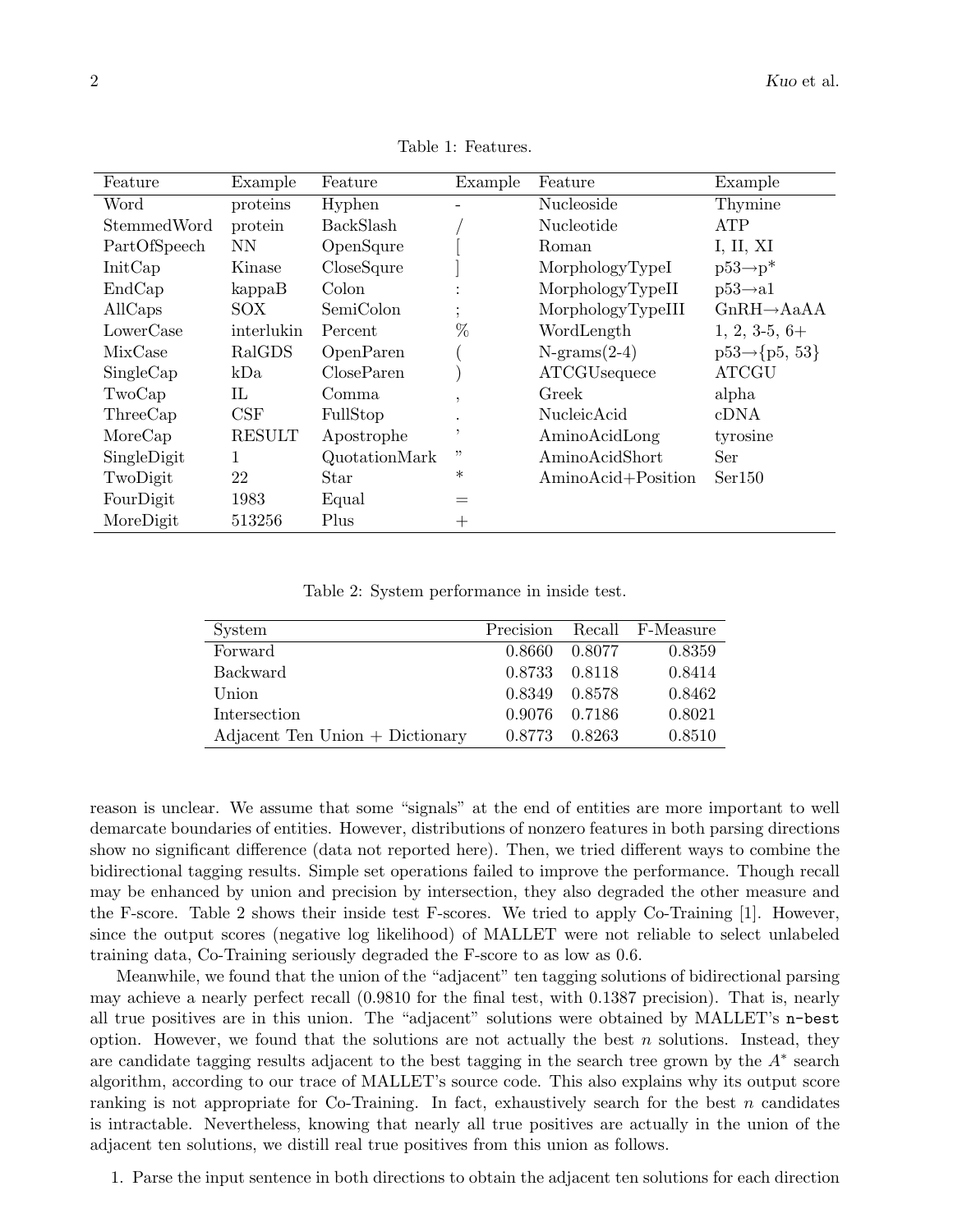Table 1: Features.

| Feature | Example | Feature | Example | Feature | Example |
|---|---|---|---|---|---|
| Word | proteins | Hyphen | - | Nucleoside | Thymine |
| StemmedWord | protein | BackSlash | / | Nucleotide | ATP |
| PartOfSpeech | NN | OpenSqure | [ | Roman | I, II, XI |
| InitCap | Kinase | CloseSqure | ] | MorphologyTypeI | p53→p* |
| EndCap | kappaB | Colon | : | MorphologyTypeII | p53→a1 |
| AllCaps | SOX | SemiColon | ; | MorphologyTypeIII | GnRH→AaAA |
| LowerCase | interlukin | Percent | % | WordLength | 1, 2, 3-5, 6+ |
| MixCase | RalGDS | OpenParen | ( | N-grams(2-4) | p53→{p5, 53} |
| SingleCap | kDa | CloseParen | ) | ATCGUsequece | ATCGU |
| TwoCap | IL | Comma | , | Greek | alpha |
| ThreeCap | CSF | FullStop | . | NucleicAcid | cDNA |
| MoreCap | RESULT | Apostrophe | ' | AminoAcidLong | tyrosine |
| SingleDigit | 1 | QuotationMark | " | AminoAcidShort | Ser |
| TwoDigit | 22 | Star | * | AminoAcid+Position | Ser150 |
| FourDigit | 1983 | Equal | = | | |
| MoreDigit | 513256 | Plus | + | | |

Table 2: System performance in inside test.

| System | Precision | Recall | F-Measure |
|---|---|---|---|
| Forward | 0.8660 | 0.8077 | 0.8359 |
| Backward | 0.8733 | 0.8118 | 0.8414 |
| Union | 0.8349 | 0.8578 | 0.8462 |
| Intersection | 0.9076 | 0.7186 | 0.8021 |
| Adjacent Ten Union + Dictionary | 0.8773 | 0.8263 | 0.8510 |

reason is unclear. We assume that some "signals" at the end of entities are more important to well demarcate boundaries of entities. However, distributions of nonzero features in both parsing directions show no significant difference (data not reported here). Then, we tried different ways to combine the bidirectional tagging results. Simple set operations failed to improve the performance. Though recall may be enhanced by union and precision by intersection, they also degraded the other measure and the F-score. Table 2 shows their inside test F-scores. We tried to apply Co-Training [1]. However, since the output scores (negative log likelihood) of MALLET were not reliable to select unlabeled training data, Co-Training seriously degraded the F-score to as low as 0.6.

Meanwhile, we found that the union of the "adjacent" ten tagging solutions of bidirectional parsing may achieve a nearly perfect recall (0.9810 for the final test, with 0.1387 precision). That is, nearly all true positives are in this union. The "adjacent" solutions were obtained by MALLET's `n-best` option. However, we found that the solutions are not actually the best $n$ solutions. Instead, they are candidate tagging results adjacent to the best tagging in the search tree grown by the $A^*$ search algorithm, according to our trace of MALLET's source code. This also explains why its output score ranking is not appropriate for Co-Training. In fact, exhaustively search for the best $n$ candidates is intractable. Nevertheless, knowing that nearly all true positives are actually in the union of the adjacent ten solutions, we distill real true positives from this union as follows.

1. Parse the input sentence in both directions to obtain the adjacent ten solutions for each direction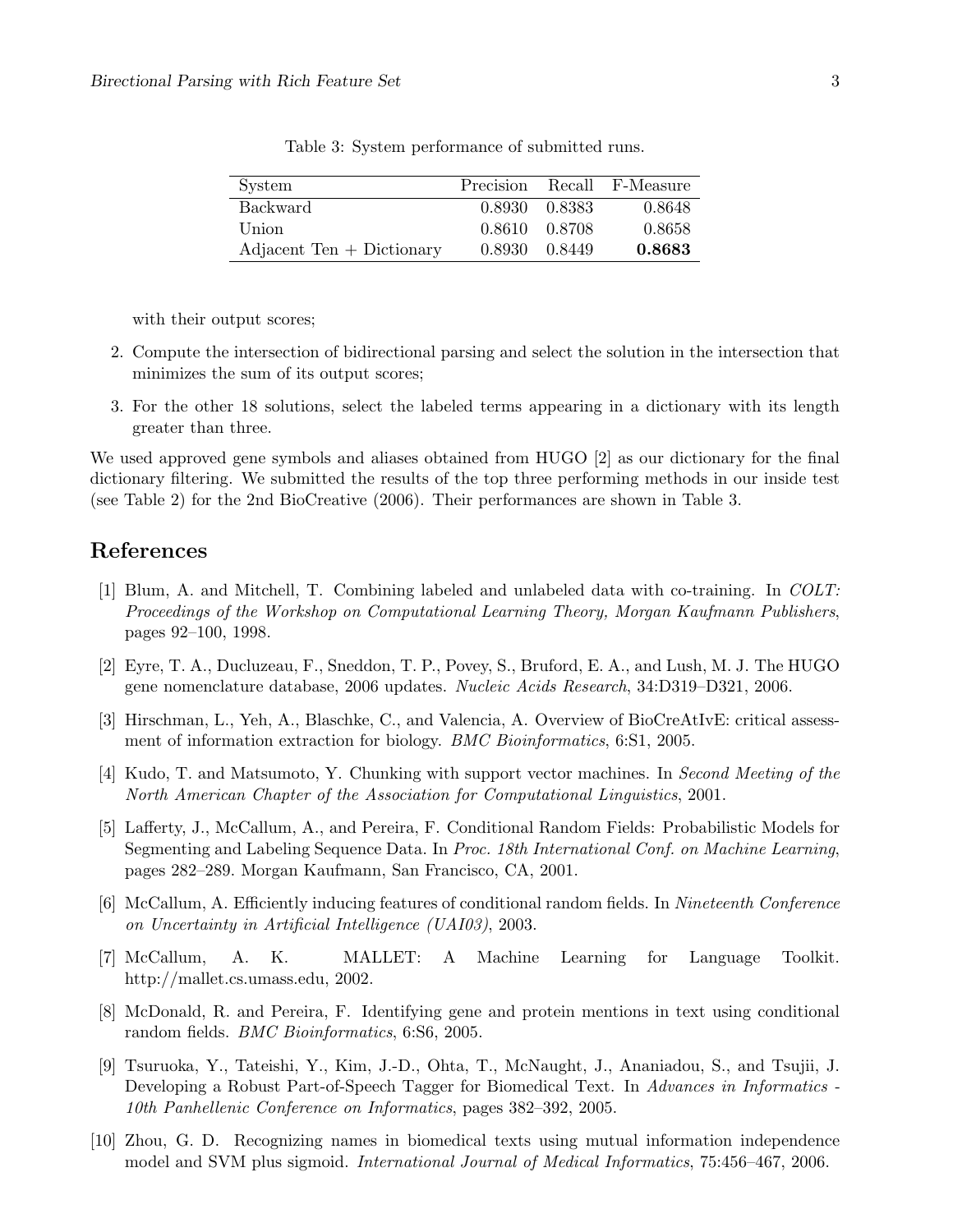Table 3: System performance of submitted runs.

| System | Precision | Recall | F-Measure |
|---|---|---|---|
| Backward | 0.8930 | 0.8383 | 0.8648 |
| Union | 0.8610 | 0.8708 | 0.8658 |
| Adjacent Ten + Dictionary | 0.8930 | 0.8449 | **0.8683** |

with their output scores;

2. Compute the intersection of bidirectional parsing and select the solution in the intersection that minimizes the sum of its output scores;
3. For the other 18 solutions, select the labeled terms appearing in a dictionary with its length greater than three.

We used approved gene symbols and aliases obtained from HUGO [2] as our dictionary for the final dictionary filtering. We submitted the results of the top three performing methods in our inside test (see Table 2) for the 2nd BioCreative (2006). Their performances are shown in Table 3.

## References

[1] Blum, A. and Mitchell, T. Combining labeled and unlabeled data with co-training. In *COLT: Proceedings of the Workshop on Computational Learning Theory, Morgan Kaufmann Publishers*, pages 92–100, 1998.

[2] Eyre, T. A., Ducluzeau, F., Sneddon, T. P., Povey, S., Bruford, E. A., and Lush, M. J. The HUGO gene nomenclature database, 2006 updates. *Nucleic Acids Research*, 34:D319–D321, 2006.

[3] Hirschman, L., Yeh, A., Blaschke, C., and Valencia, A. Overview of BioCreAtIvE: critical assessment of information extraction for biology. *BMC Bioinformatics*, 6:S1, 2005.

[4] Kudo, T. and Matsumoto, Y. Chunking with support vector machines. In *Second Meeting of the North American Chapter of the Association for Computational Linguistics*, 2001.

[5] Lafferty, J., McCallum, A., and Pereira, F. Conditional Random Fields: Probabilistic Models for Segmenting and Labeling Sequence Data. In *Proc. 18th International Conf. on Machine Learning*, pages 282–289. Morgan Kaufmann, San Francisco, CA, 2001.

[6] McCallum, A. Efficiently inducing features of conditional random fields. In *Nineteenth Conference on Uncertainty in Artificial Intelligence (UAI03)*, 2003.

[7] McCallum, A. K. MALLET: A Machine Learning for Language Toolkit. http://mallet.cs.umass.edu, 2002.

[8] McDonald, R. and Pereira, F. Identifying gene and protein mentions in text using conditional random fields. *BMC Bioinformatics*, 6:S6, 2005.

[9] Tsuruoka, Y., Tateishi, Y., Kim, J.-D., Ohta, T., McNaught, J., Ananiadou, S., and Tsujii, J. Developing a Robust Part-of-Speech Tagger for Biomedical Text. In *Advances in Informatics - 10th Panhellenic Conference on Informatics*, pages 382–392, 2005.

[10] Zhou, G. D. Recognizing names in biomedical texts using mutual information independence model and SVM plus sigmoid. *International Journal of Medical Informatics*, 75:456–467, 2006.